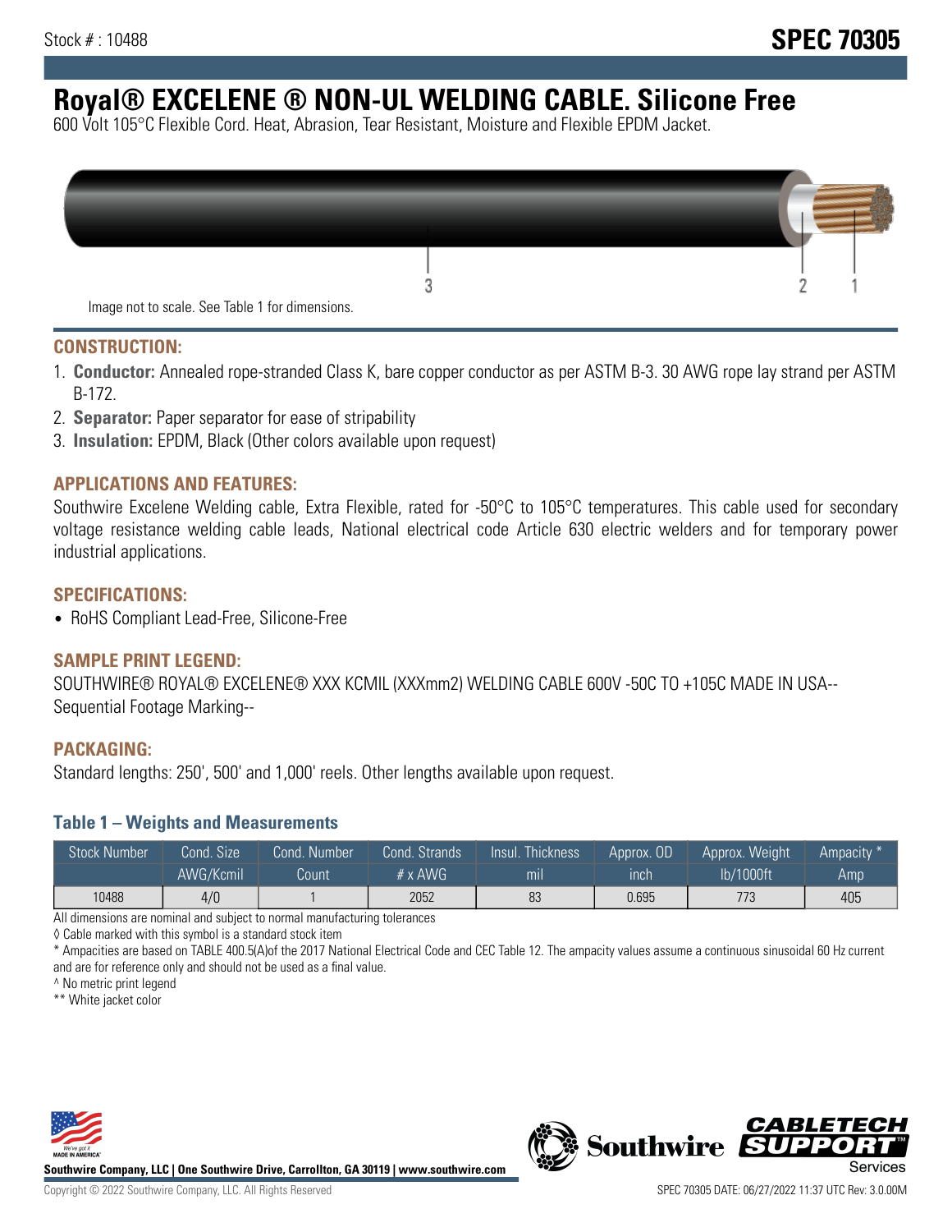Stock # : 10488

**SPEC 70305**

# Royal® EXCELENE ® NON-UL WELDING CABLE. Silicone Free

600 Volt 105°C Flexible Cord. Heat, Abrasion, Tear Resistant, Moisture and Flexible EPDM Jacket.

Image not to scale. See Table 1 for dimensions.

## CONSTRUCTION:

1. **Conductor:** Annealed rope-stranded Class K, bare copper conductor as per ASTM B-3. 30 AWG rope lay strand per ASTM B-172.
2. **Separator:** Paper separator for ease of stripability
3. **Insulation:** EPDM, Black (Other colors available upon request)

## APPLICATIONS AND FEATURES:

Southwire Excelene Welding cable, Extra Flexible, rated for -50°C to 105°C temperatures. This cable used for secondary voltage resistance welding cable leads, National electrical code Article 630 electric welders and for temporary power industrial applications.

## SPECIFICATIONS:

- RoHS Compliant Lead-Free, Silicone-Free

## SAMPLE PRINT LEGEND:

SOUTHWIRE® ROYAL® EXCELENE® XXX KCMIL (XXXmm2) WELDING CABLE 600V -50C TO +105C MADE IN USA--Sequential Footage Marking--

## PACKAGING:

Standard lengths: 250', 500' and 1,000' reels. Other lengths available upon request.

### Table 1 – Weights and Measurements

| Stock Number | Cond. Size | Cond. Number | Cond. Strands | Insul. Thickness | Approx. OD | Approx. Weight | Ampacity * |
|---|---|---|---|---|---|---|---|
| | AWG/Kcmil | Count | # x AWG | mil | inch | lb/1000ft | Amp |
| 10488 | 4/0 | 1 | 2052 | 83 | 0.695 | 773 | 405 |

All dimensions are nominal and subject to normal manufacturing tolerances

◊ Cable marked with this symbol is a standard stock item

* Ampacities are based on TABLE 400.5(A)of the 2017 National Electrical Code and CEC Table 12. The ampacity values assume a continuous sinusoidal 60 Hz current and are for reference only and should not be used as a final value.

^ No metric print legend

** White jacket color

Southwire Company, LLC | One Southwire Drive, Carrollton, GA 30119 | www.southwire.com

Copyright © 2022 Southwire Company, LLC. All Rights Reserved

SPEC 70305 DATE: 06/27/2022 11:37 UTC Rev: 3.0.00M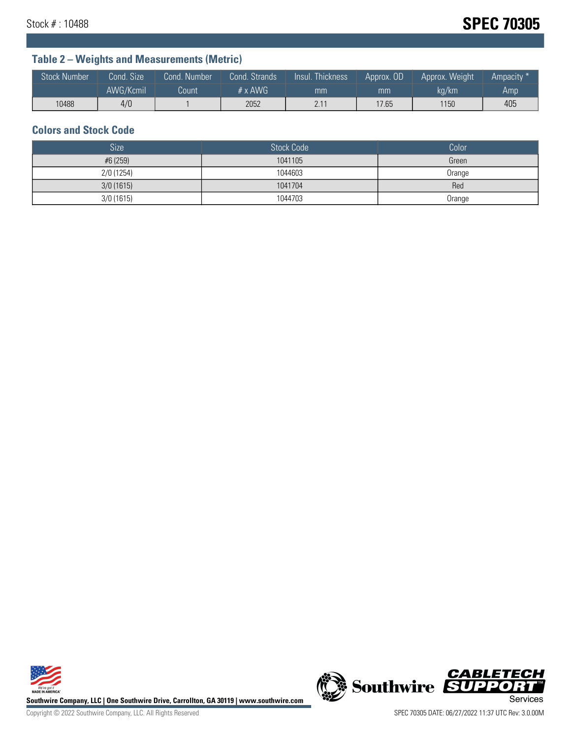## Table 2 – Weights and Measurements (Metric)

| Stock Number | Cond. Size | Cond. Number | Cond. Strands | Insul. Thickness | Approx. OD | Approx. Weight | Ampacity * |
|---|---|---|---|---|---|---|---|
| | AWG/Kcmil | Count | # x AWG | mm | mm | kg/km | Amp |
| 10488 | 4/0 | 1 | 2052 | 2.11 | 17.65 | 1150 | 405 |

## Colors and Stock Code

| Size | Stock Code | Color |
|---|---|---|
| #6 (259) | 1041105 | Green |
| 2/0 (1254) | 1044603 | Orange |
| 3/0 (1615) | 1041704 | Red |
| 3/0 (1615) | 1044703 | Orange |

Southwire Company, LLC | One Southwire Drive, Carrollton, GA 30119 | www.southwire.com

Copyright © 2022 Southwire Company, LLC. All Rights Reserved

SPEC 70305 DATE: 06/27/2022 11:37 UTC Rev: 3.0.00M